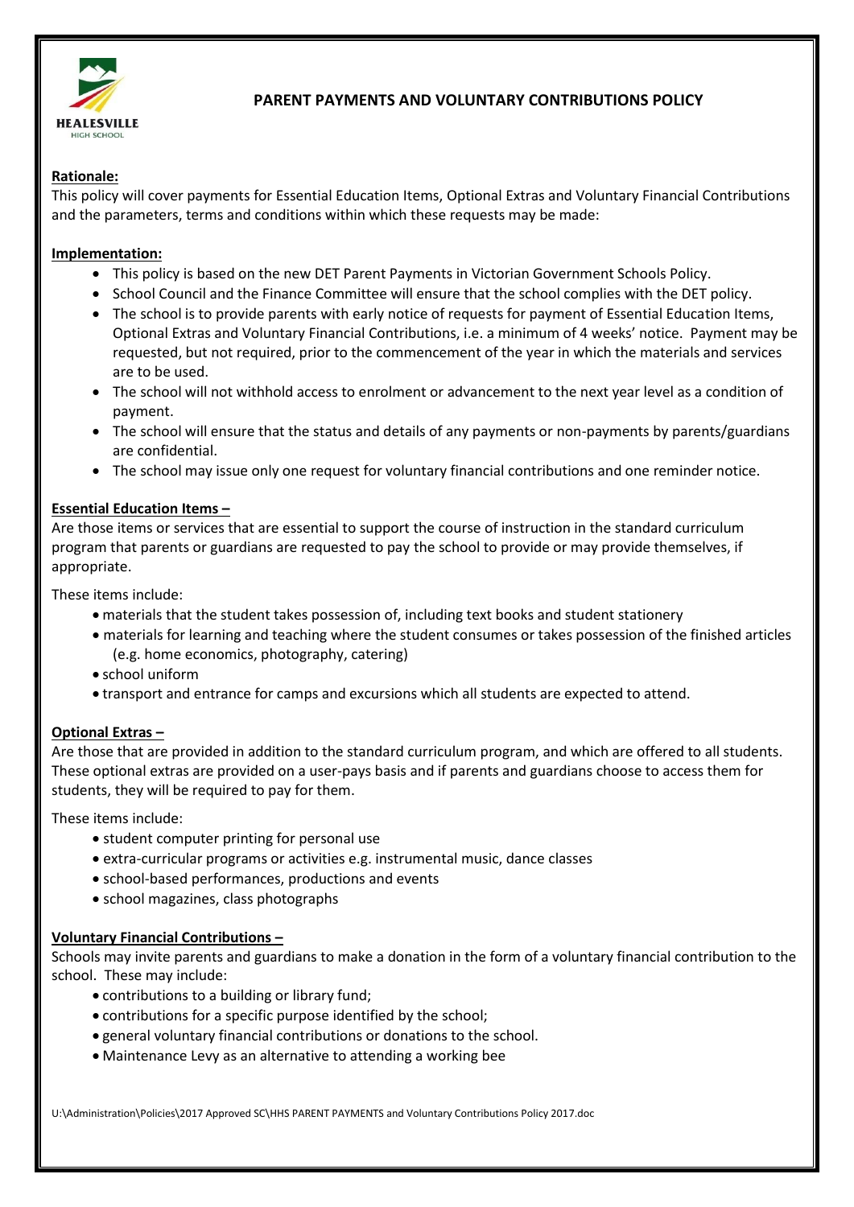HEALESVILLE HIGH SCHOOL

# PARENT PAYMENTS AND VOLUNTARY CONTRIBUTIONS POLICY

**Rationale:**

This policy will cover payments for Essential Education Items, Optional Extras and Voluntary Financial Contributions and the parameters, terms and conditions within which these requests may be made:

**Implementation:**

- This policy is based on the new DET Parent Payments in Victorian Government Schools Policy.
- School Council and the Finance Committee will ensure that the school complies with the DET policy.
- The school is to provide parents with early notice of requests for payment of Essential Education Items, Optional Extras and Voluntary Financial Contributions, i.e. a minimum of 4 weeks' notice. Payment may be requested, but not required, prior to the commencement of the year in which the materials and services are to be used.
- The school will not withhold access to enrolment or advancement to the next year level as a condition of payment.
- The school will ensure that the status and details of any payments or non-payments by parents/guardians are confidential.
- The school may issue only one request for voluntary financial contributions and one reminder notice.

**Essential Education Items –**

Are those items or services that are essential to support the course of instruction in the standard curriculum program that parents or guardians are requested to pay the school to provide or may provide themselves, if appropriate.

These items include:

- materials that the student takes possession of, including text books and student stationery
- materials for learning and teaching where the student consumes or takes possession of the finished articles (e.g. home economics, photography, catering)
- school uniform
- transport and entrance for camps and excursions which all students are expected to attend.

**Optional Extras –**

Are those that are provided in addition to the standard curriculum program, and which are offered to all students. These optional extras are provided on a user-pays basis and if parents and guardians choose to access them for students, they will be required to pay for them.

These items include:

- student computer printing for personal use
- extra-curricular programs or activities e.g. instrumental music, dance classes
- school-based performances, productions and events
- school magazines, class photographs

**Voluntary Financial Contributions –**

Schools may invite parents and guardians to make a donation in the form of a voluntary financial contribution to the school. These may include:

- contributions to a building or library fund;
- contributions for a specific purpose identified by the school;
- general voluntary financial contributions or donations to the school.
- Maintenance Levy as an alternative to attending a working bee

U:\Administration\Policies\2017 Approved SC\HHS PARENT PAYMENTS and Voluntary Contributions Policy 2017.doc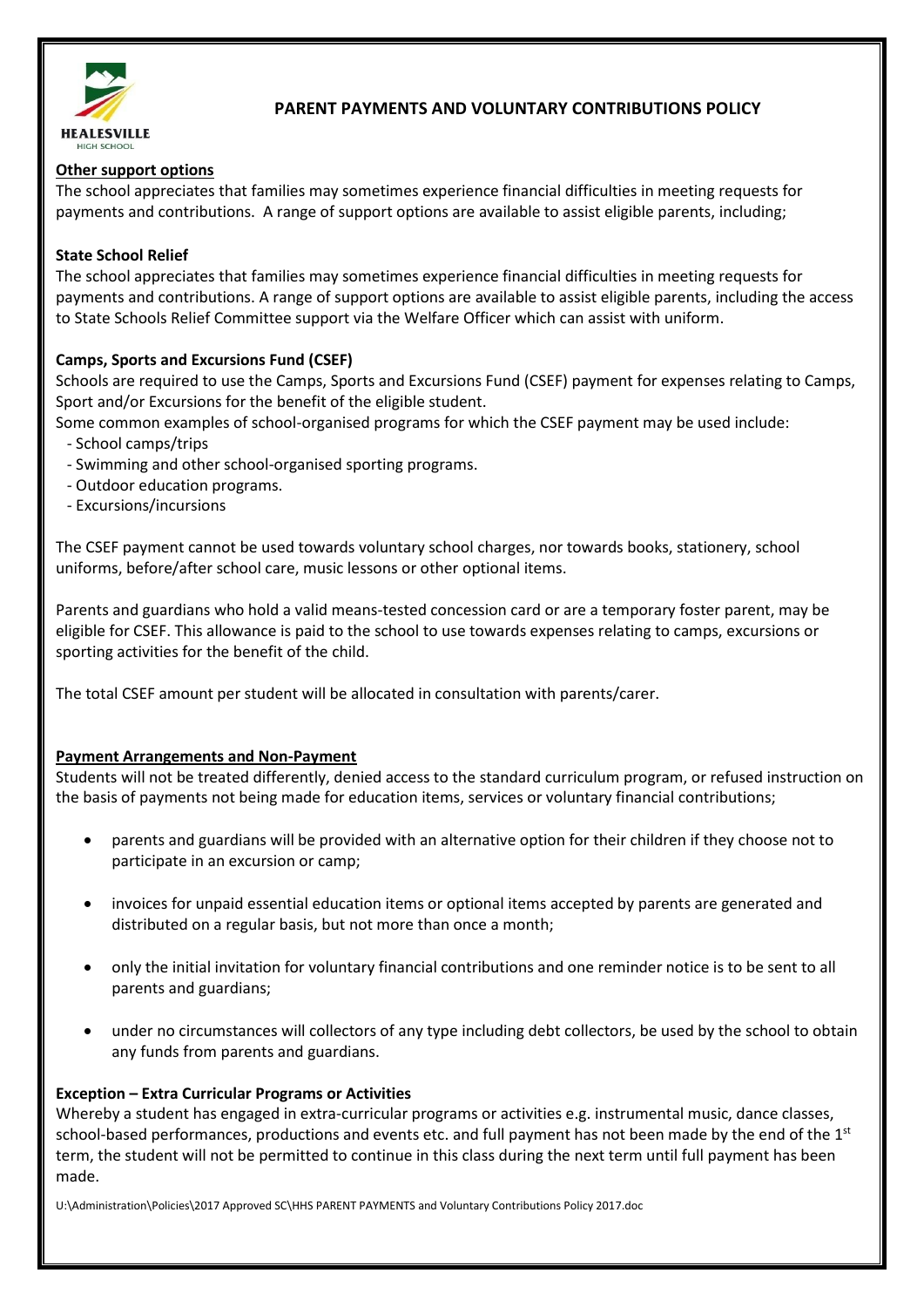**Other support options**

The school appreciates that families may sometimes experience financial difficulties in meeting requests for payments and contributions. A range of support options are available to assist eligible parents, including;

**State School Relief**

The school appreciates that families may sometimes experience financial difficulties in meeting requests for payments and contributions. A range of support options are available to assist eligible parents, including the access to State Schools Relief Committee support via the Welfare Officer which can assist with uniform.

**Camps, Sports and Excursions Fund (CSEF)**

Schools are required to use the Camps, Sports and Excursions Fund (CSEF) payment for expenses relating to Camps, Sport and/or Excursions for the benefit of the eligible student.

Some common examples of school-organised programs for which the CSEF payment may be used include:

- School camps/trips
- Swimming and other school-organised sporting programs.
- Outdoor education programs.
- Excursions/incursions

The CSEF payment cannot be used towards voluntary school charges, nor towards books, stationery, school uniforms, before/after school care, music lessons or other optional items.

Parents and guardians who hold a valid means-tested concession card or are a temporary foster parent, may be eligible for CSEF. This allowance is paid to the school to use towards expenses relating to camps, excursions or sporting activities for the benefit of the child.

The total CSEF amount per student will be allocated in consultation with parents/carer.

**Payment Arrangements and Non-Payment**

Students will not be treated differently, denied access to the standard curriculum program, or refused instruction on the basis of payments not being made for education items, services or voluntary financial contributions;

- parents and guardians will be provided with an alternative option for their children if they choose not to participate in an excursion or camp;
- invoices for unpaid essential education items or optional items accepted by parents are generated and distributed on a regular basis, but not more than once a month;
- only the initial invitation for voluntary financial contributions and one reminder notice is to be sent to all parents and guardians;
- under no circumstances will collectors of any type including debt collectors, be used by the school to obtain any funds from parents and guardians.

**Exception – Extra Curricular Programs or Activities**

Whereby a student has engaged in extra-curricular programs or activities e.g. instrumental music, dance classes, school-based performances, productions and events etc. and full payment has not been made by the end of the 1st term, the student will not be permitted to continue in this class during the next term until full payment has been made.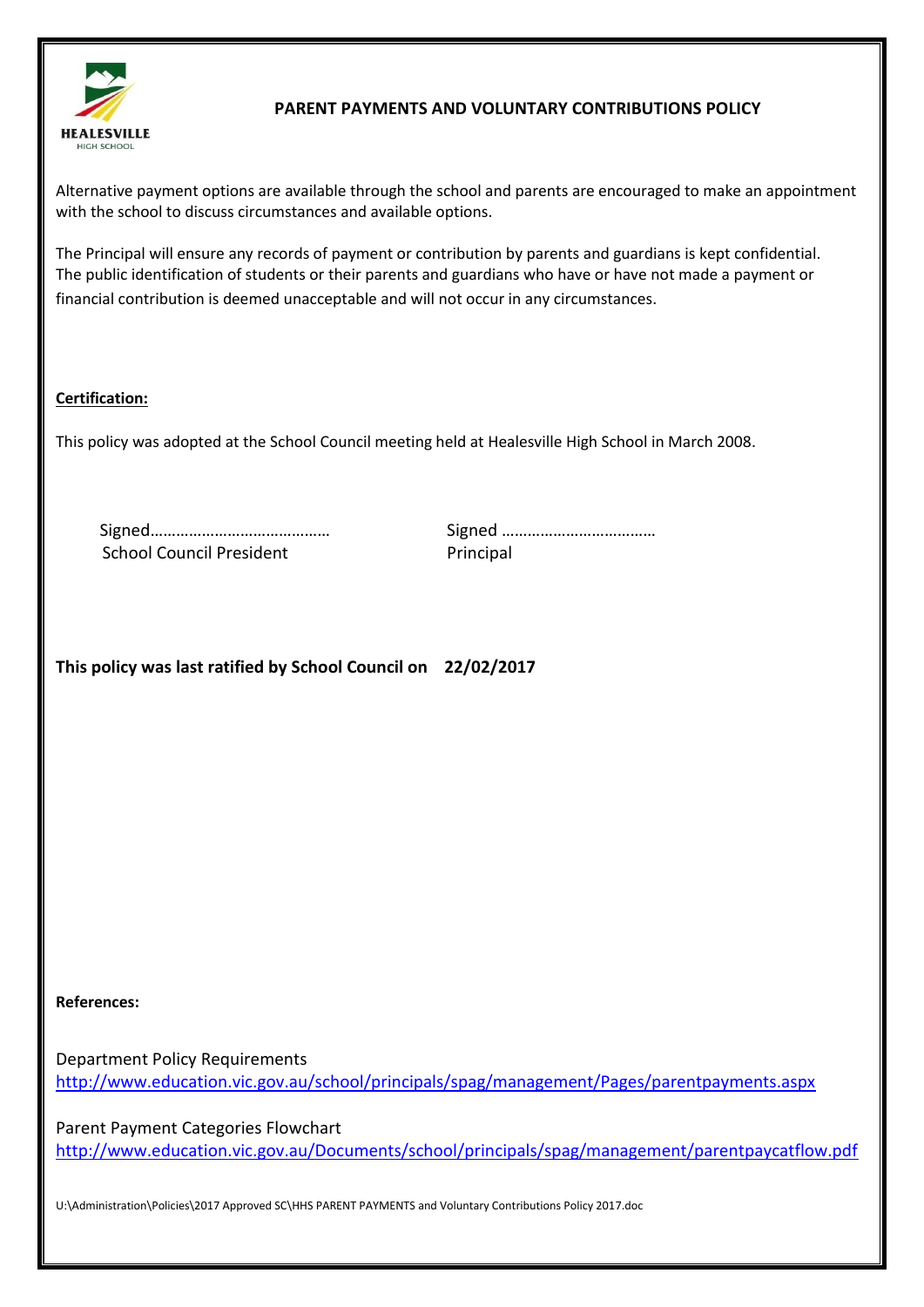**PARENT PAYMENTS AND VOLUNTARY CONTRIBUTIONS POLICY**

Alternative payment options are available through the school and parents are encouraged to make an appointment with the school to discuss circumstances and available options.

The Principal will ensure any records of payment or contribution by parents and guardians is kept confidential. The public identification of students or their parents and guardians who have or have not made a payment or financial contribution is deemed unacceptable and will not occur in any circumstances.

**Certification:**

This policy was adopted at the School Council meeting held at Healesville High School in March 2008.

Signed……………………………………
School Council President

Signed ………………………………
Principal

**This policy was last ratified by School Council on 22/02/2017**

**References:**

Department Policy Requirements
http://www.education.vic.gov.au/school/principals/spag/management/Pages/parentpayments.aspx

Parent Payment Categories Flowchart
http://www.education.vic.gov.au/Documents/school/principals/spag/management/parentpaycatflow.pdf

U:\Administration\Policies\2017 Approved SC\HHS PARENT PAYMENTS and Voluntary Contributions Policy 2017.doc